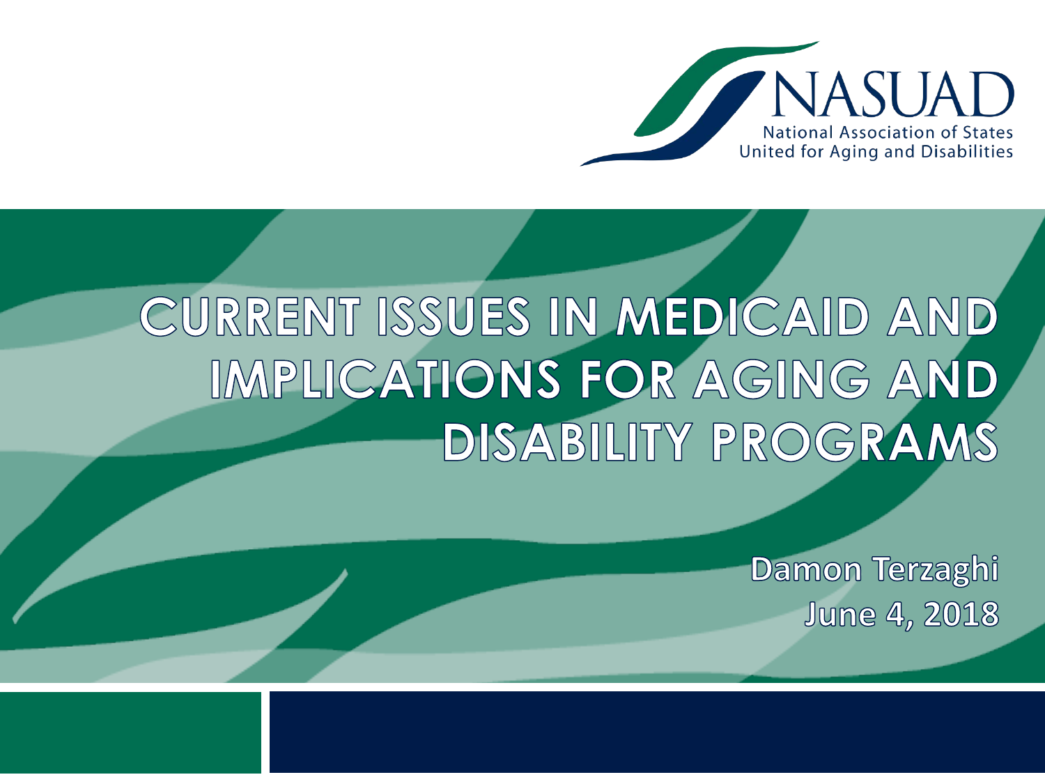NASAUD

National Association of States United for Aging and Disabilities

# CURRENT ISSUES IN MEDICAID AND IMPLICATIONS FOR AGING AND DISABILITY PROGRAMS

Damon Terzaghi

June 4, 2018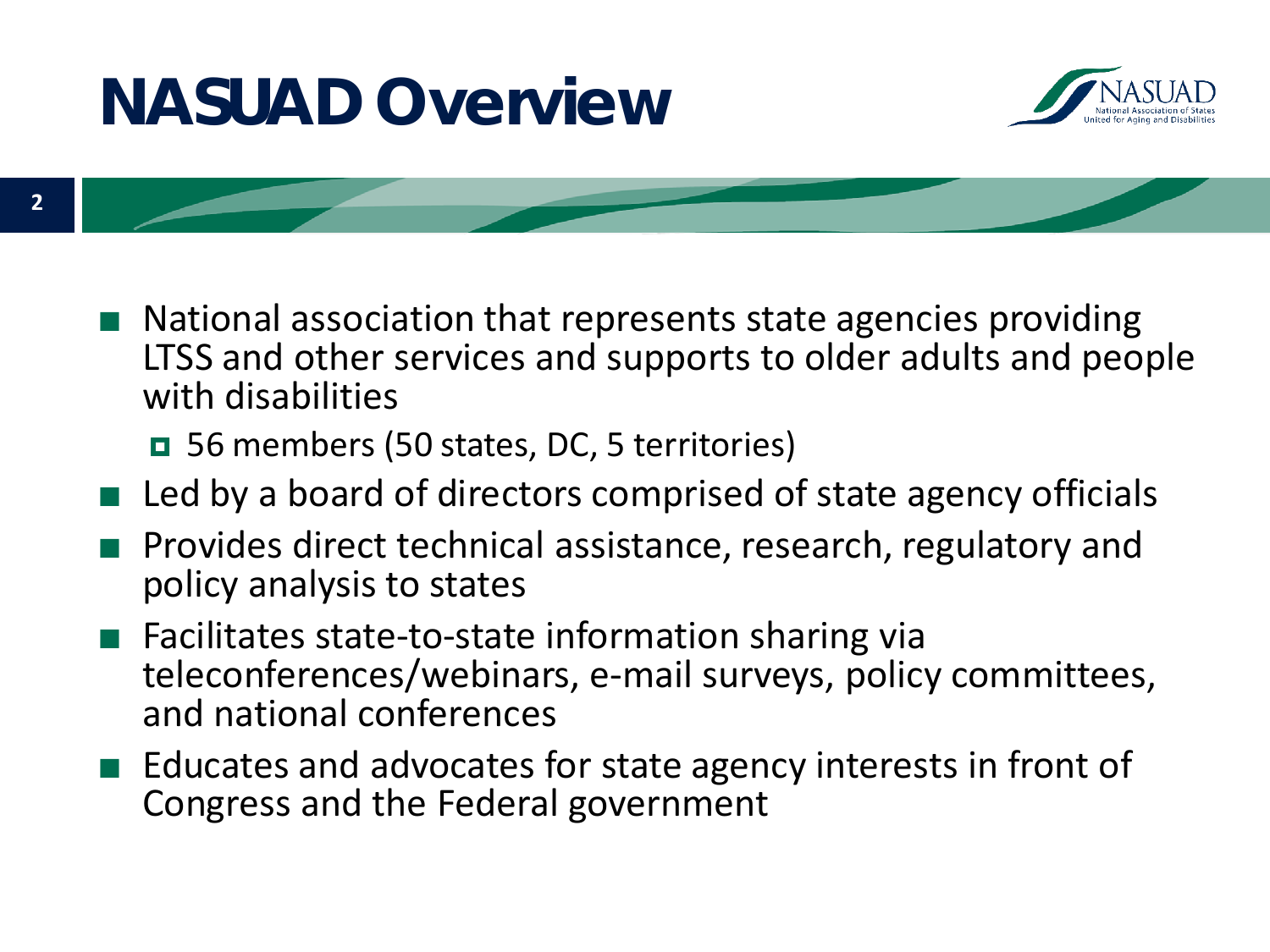# NASUAD Overview

- National association that represents state agencies providing LTSS and other services and supports to older adults and people with disabilities
  - 56 members (50 states, DC, 5 territories)
- Led by a board of directors comprised of state agency officials
- Provides direct technical assistance, research, regulatory and policy analysis to states
- Facilitates state-to-state information sharing via teleconferences/webinars, e-mail surveys, policy committees, and national conferences
- Educates and advocates for state agency interests in front of Congress and the Federal government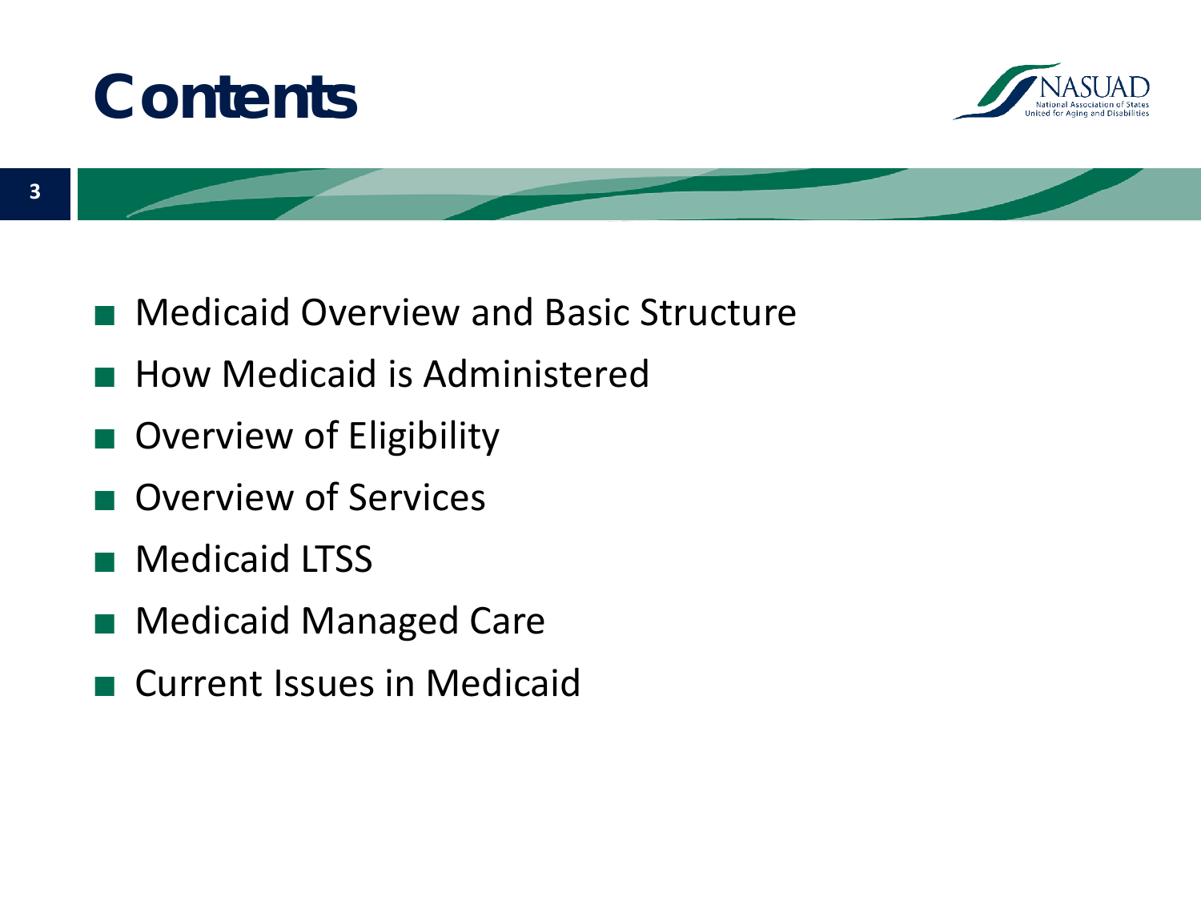# Contents

- Medicaid Overview and Basic Structure
- How Medicaid is Administered
- Overview of Eligibility
- Overview of Services
- Medicaid LTSS
- Medicaid Managed Care
- Current Issues in Medicaid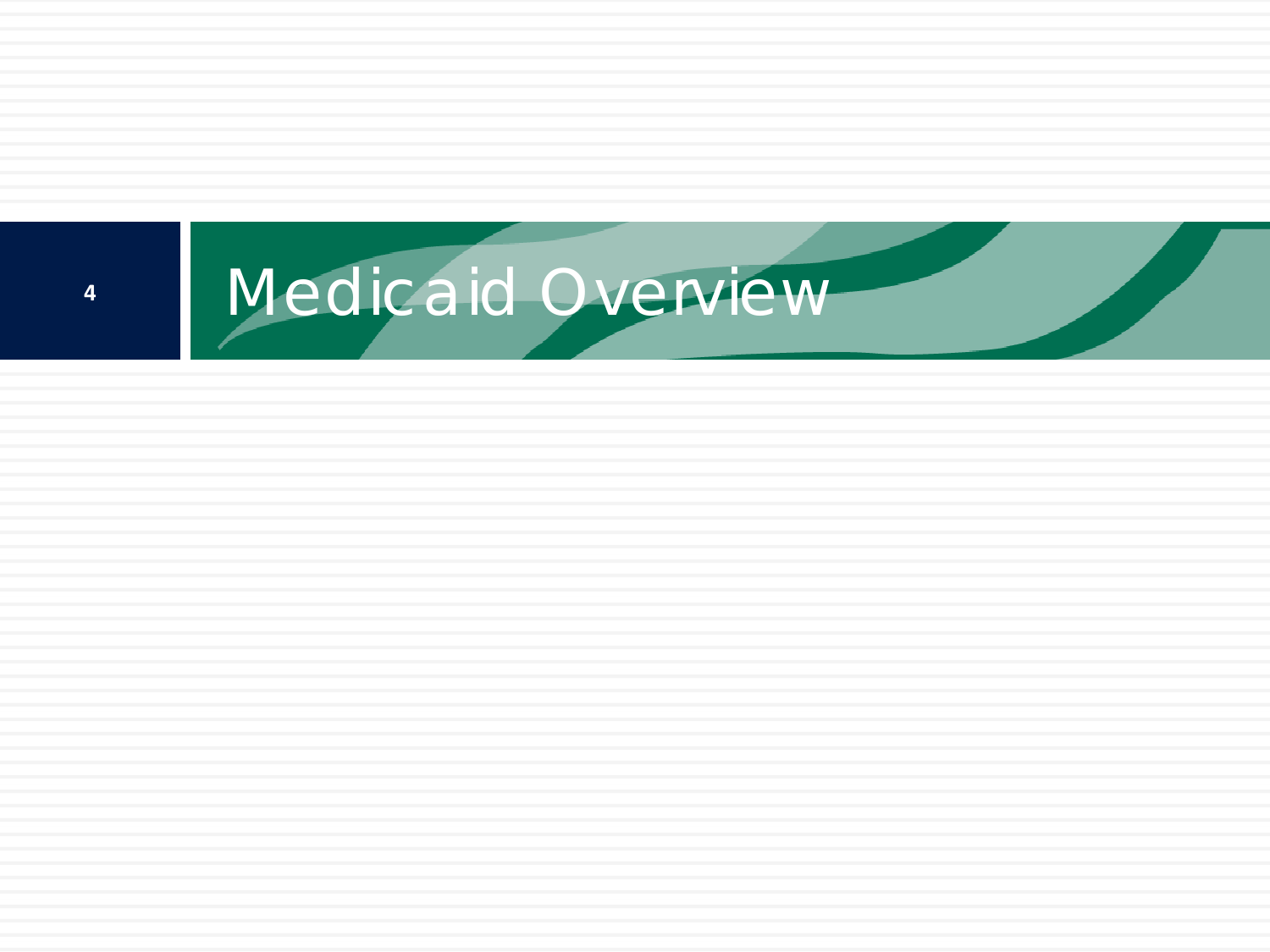# Medicaid Overview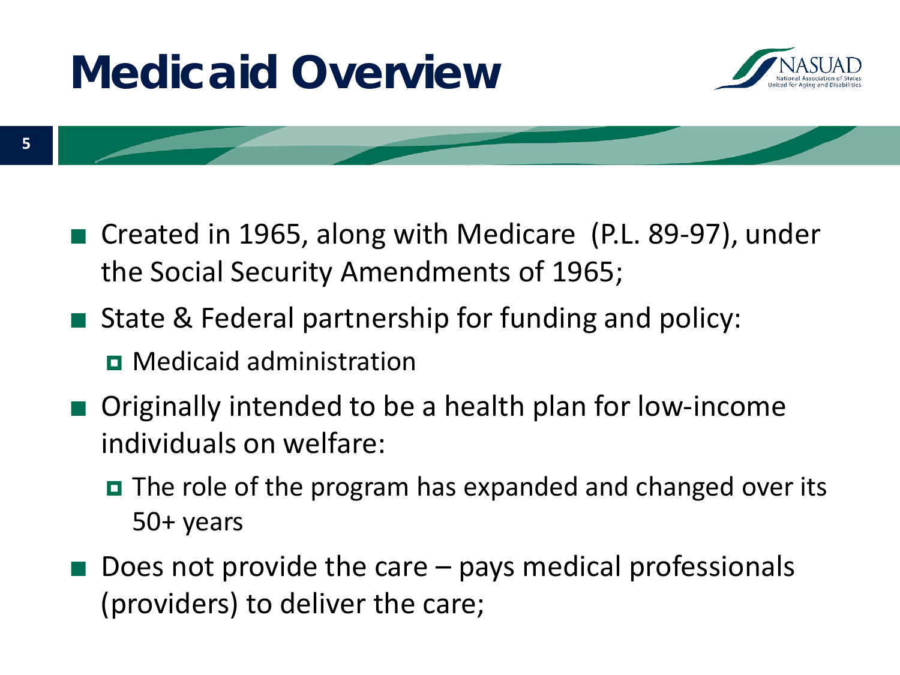# Medicaid Overview

- Created in 1965, along with Medicare (P.L. 89-97), under the Social Security Amendments of 1965;
- State & Federal partnership for funding and policy:
  - Medicaid administration
- Originally intended to be a health plan for low-income individuals on welfare:
  - The role of the program has expanded and changed over its 50+ years
- Does not provide the care – pays medical professionals (providers) to deliver the care;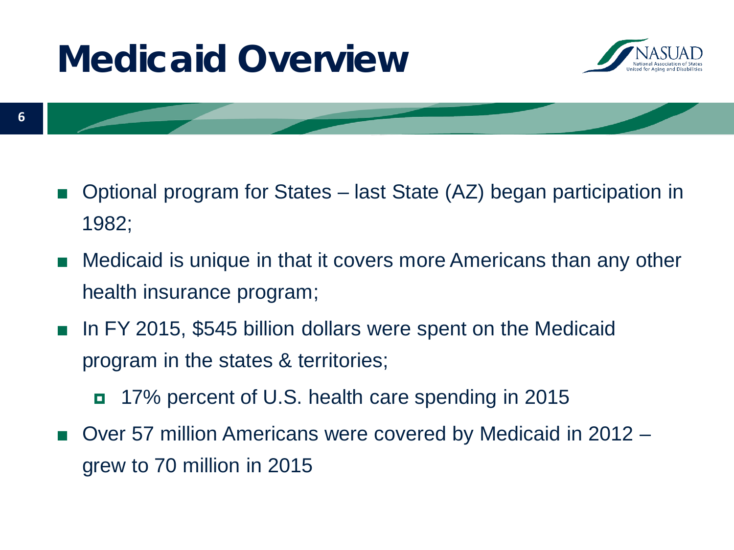# Medicaid Overview

- Optional program for States – last State (AZ) began participation in 1982;
- Medicaid is unique in that it covers more Americans than any other health insurance program;
- In FY 2015, $545 billion dollars were spent on the Medicaid program in the states & territories;
  - 17% percent of U.S. health care spending in 2015
- Over 57 million Americans were covered by Medicaid in 2012 – grew to 70 million in 2015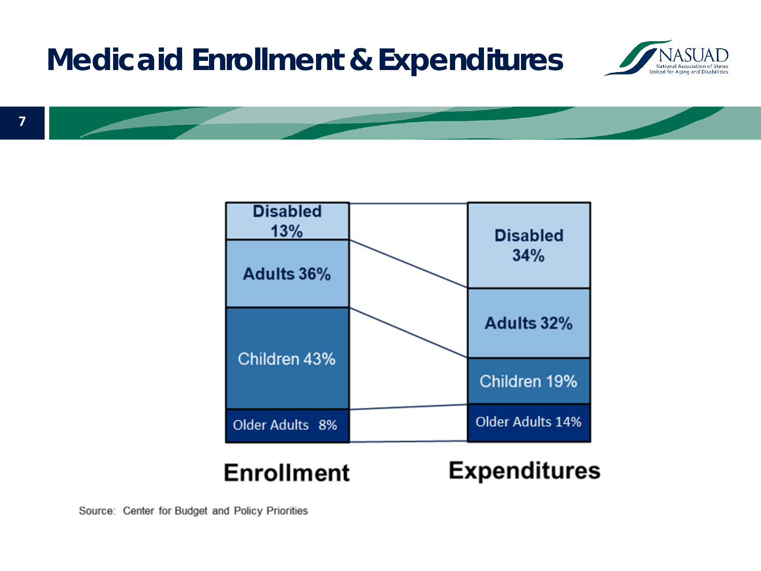# Medicaid Enrollment & Expenditures

| | Enrollment | Expenditures |
|---|---|---|
| Disabled | 13% | 34% |
| Adults | 36% | 32% |
| Children | 43% | 19% |
| Older Adults | 8% | 14% |

Source: Center for Budget and Policy Priorities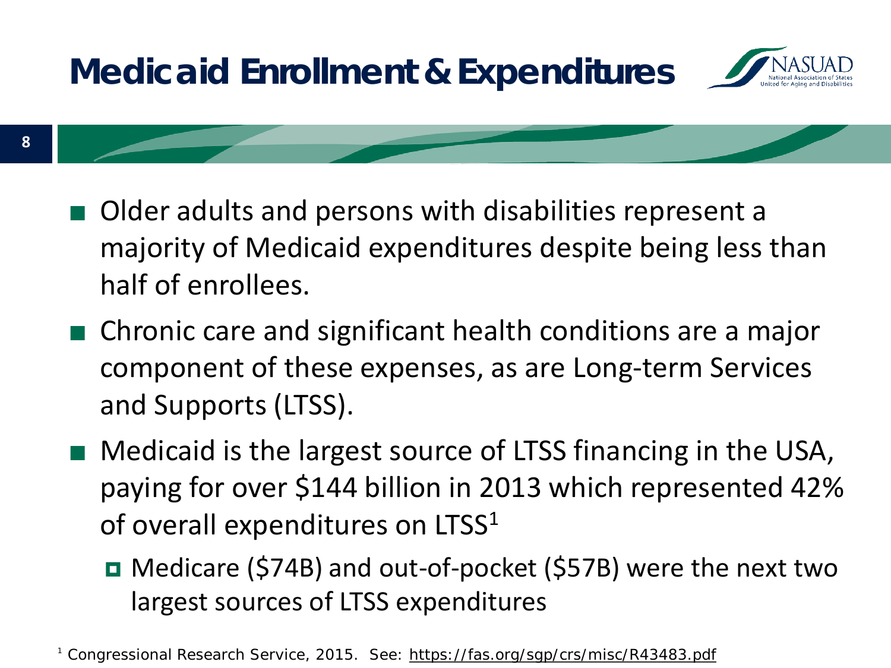# Medicaid Enrollment & Expenditures

- Older adults and persons with disabilities represent a majority of Medicaid expenditures despite being less than half of enrollees.
- Chronic care and significant health conditions are a major component of these expenses, as are Long-term Services and Supports (LTSS).
- Medicaid is the largest source of LTSS financing in the USA, paying for over $144 billion in 2013 which represented 42% of overall expenditures on LTSS[1]
  - Medicare ($74B) and out-of-pocket ($57B) were the next two largest sources of LTSS expenditures

[1] Congressional Research Service, 2015. See: https://fas.org/sgp/crs/misc/R43483.pdf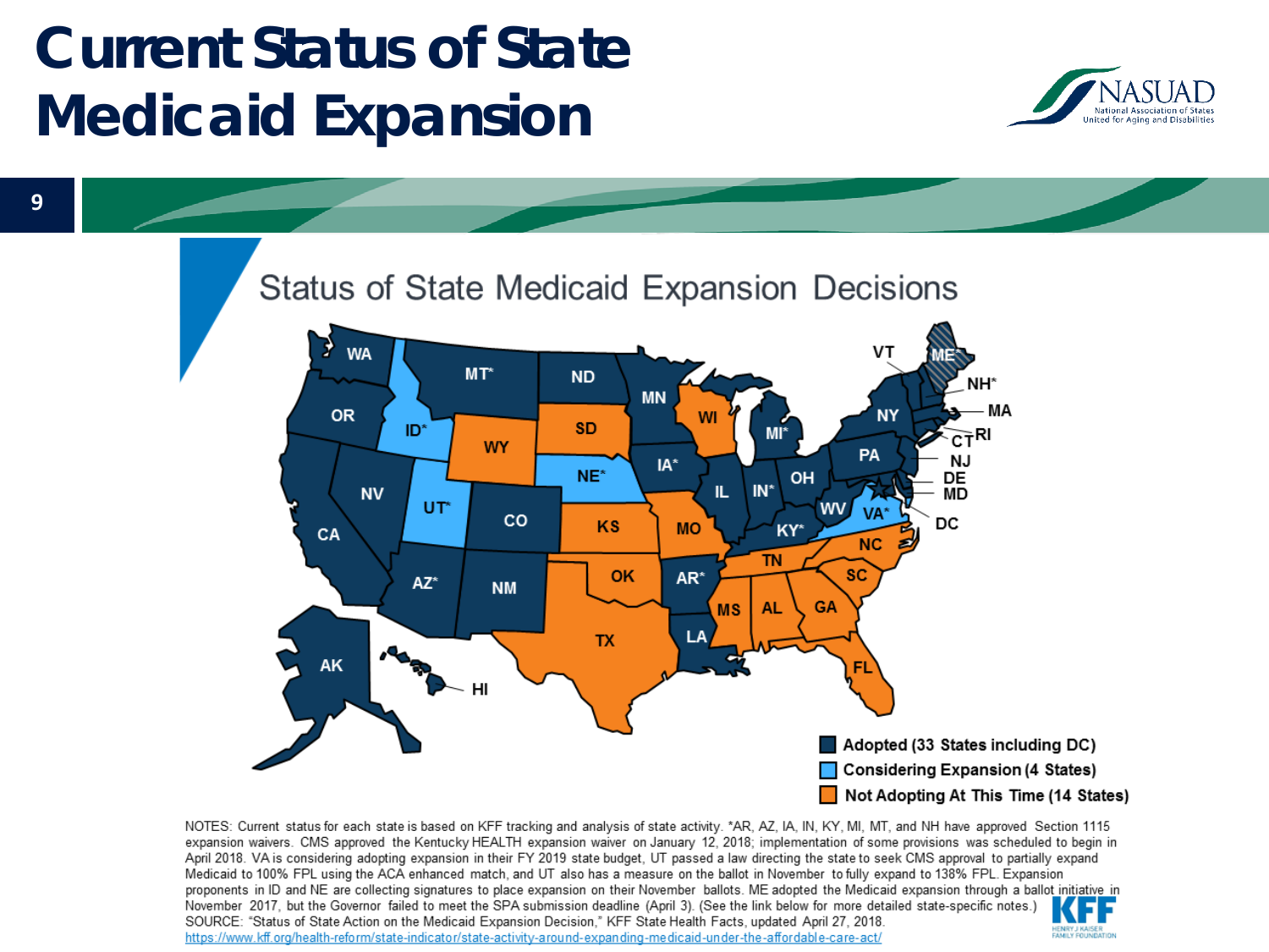# Current Status of State Medicaid Expansion

## Status of State Medicaid Expansion Decisions

- Adopted (33 States including DC)
- Considering Expansion (4 States)
- Not Adopting At This Time (14 States)

NOTES: Current status for each state is based on KFF tracking and analysis of state activity. *AR, AZ, IA, IN, KY, MI, MT, and NH have approved Section 1115 expansion waivers. CMS approved the Kentucky HEALTH expansion waiver on January 12, 2018; implementation of some provisions was scheduled to begin in April 2018. VA is considering adopting expansion in their FY 2019 state budget, UT passed a law directing the state to seek CMS approval to partially expand Medicaid to 100% FPL using the ACA enhanced match, and UT also has a measure on the ballot in November to fully expand to 138% FPL. Expansion proponents in ID and NE are collecting signatures to place expansion on their November ballots. ME adopted the Medicaid expansion through a ballot initiative in November 2017, but the Governor failed to meet the SPA submission deadline (April 3). (See the link below for more detailed state-specific notes.)

SOURCE: "Status of State Action on the Medicaid Expansion Decision," KFF State Health Facts, updated April 27, 2018.
https://www.kff.org/health-reform/state-indicator/state-activity-around-expanding-medicaid-under-the-affordable-care-act/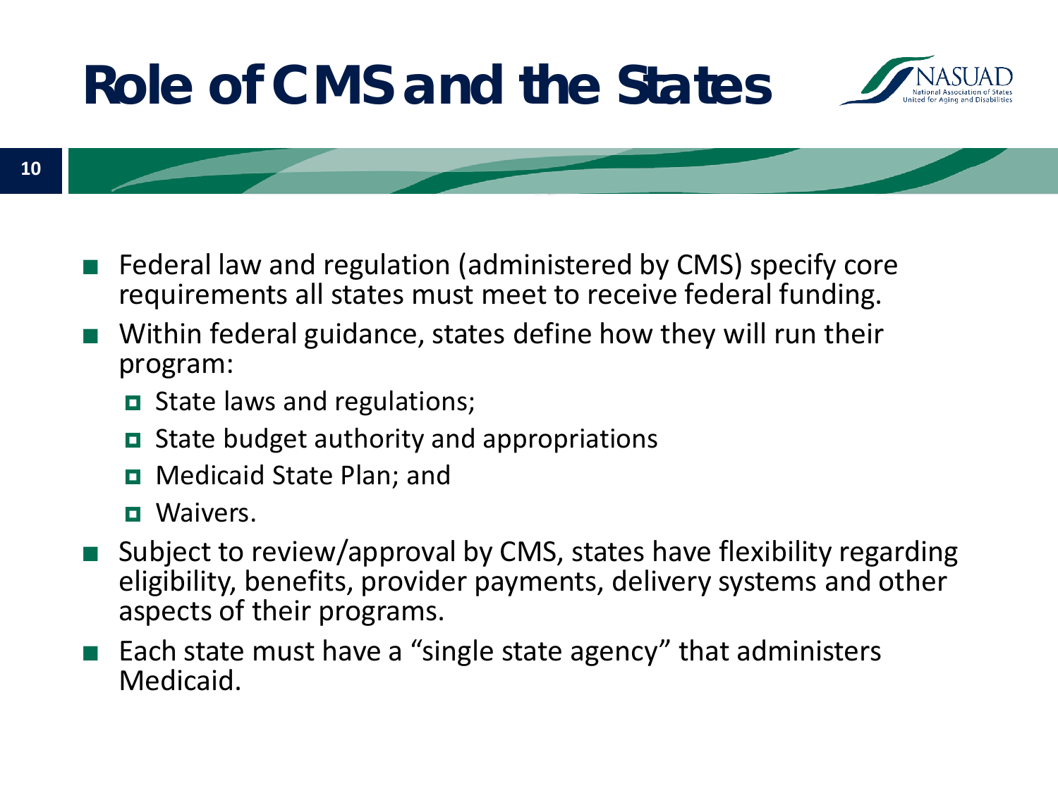# Role of CMS and the States

- Federal law and regulation (administered by CMS) specify core requirements all states must meet to receive federal funding.
- Within federal guidance, states define how they will run their program:
  - State laws and regulations;
  - State budget authority and appropriations
  - Medicaid State Plan; and
  - Waivers.
- Subject to review/approval by CMS, states have flexibility regarding eligibility, benefits, provider payments, delivery systems and other aspects of their programs.
- Each state must have a "single state agency" that administers Medicaid.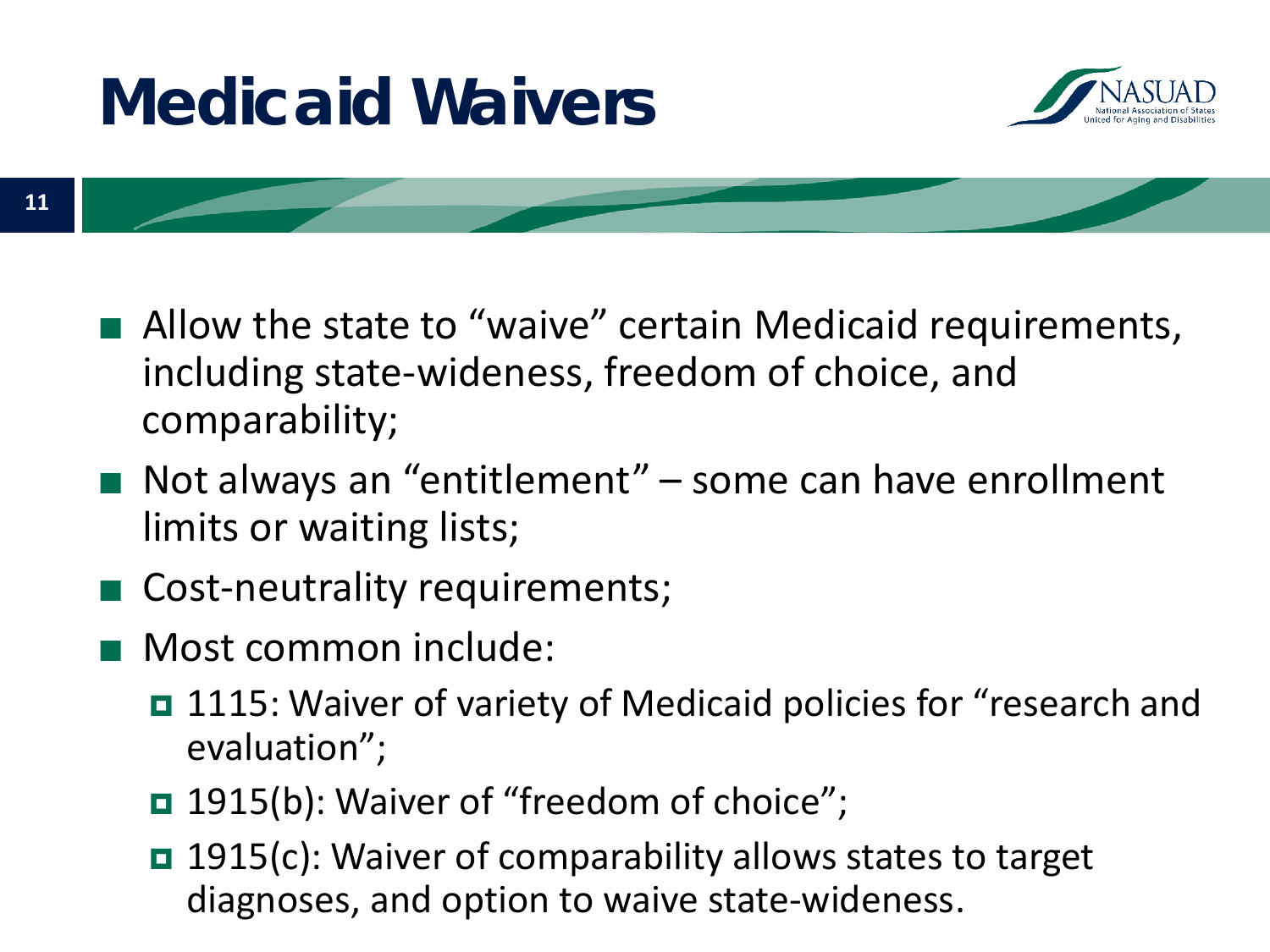# Medicaid Waivers

- Allow the state to "waive" certain Medicaid requirements, including state-wideness, freedom of choice, and comparability;
- Not always an "entitlement" – some can have enrollment limits or waiting lists;
- Cost-neutrality requirements;
- Most common include:
  - 1115: Waiver of variety of Medicaid policies for "research and evaluation";
  - 1915(b): Waiver of "freedom of choice";
  - 1915(c): Waiver of comparability allows states to target diagnoses, and option to waive state-wideness.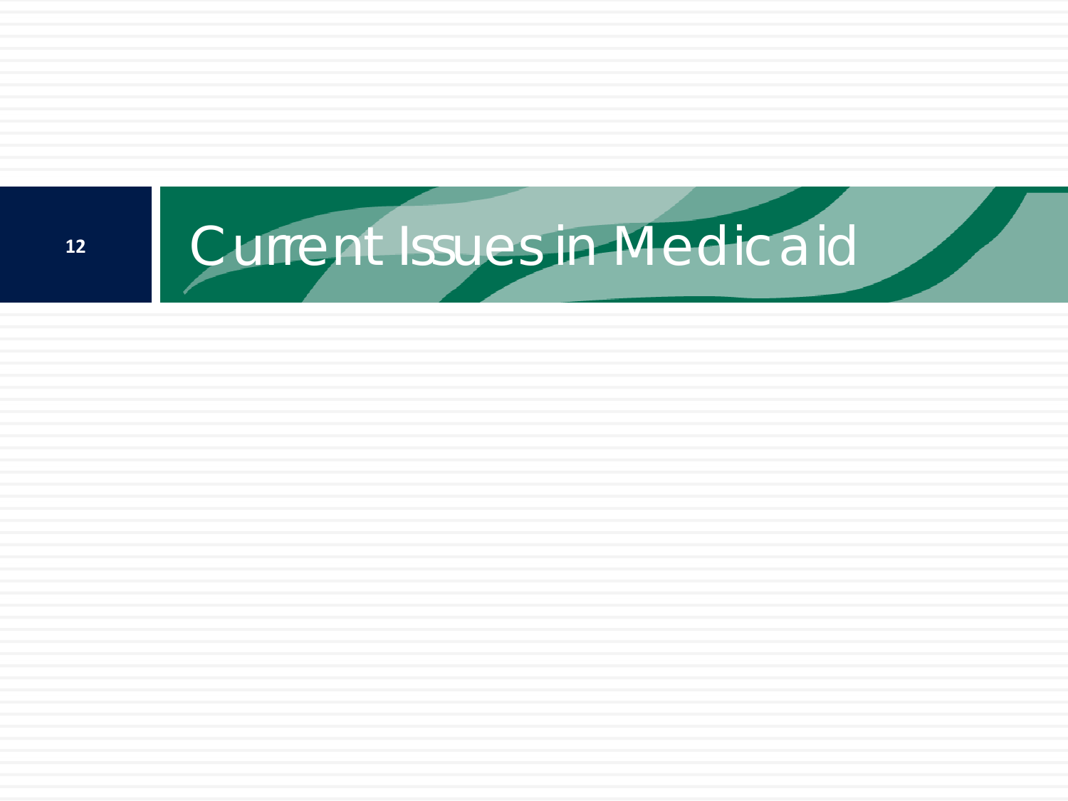# Current Issues in Medicaid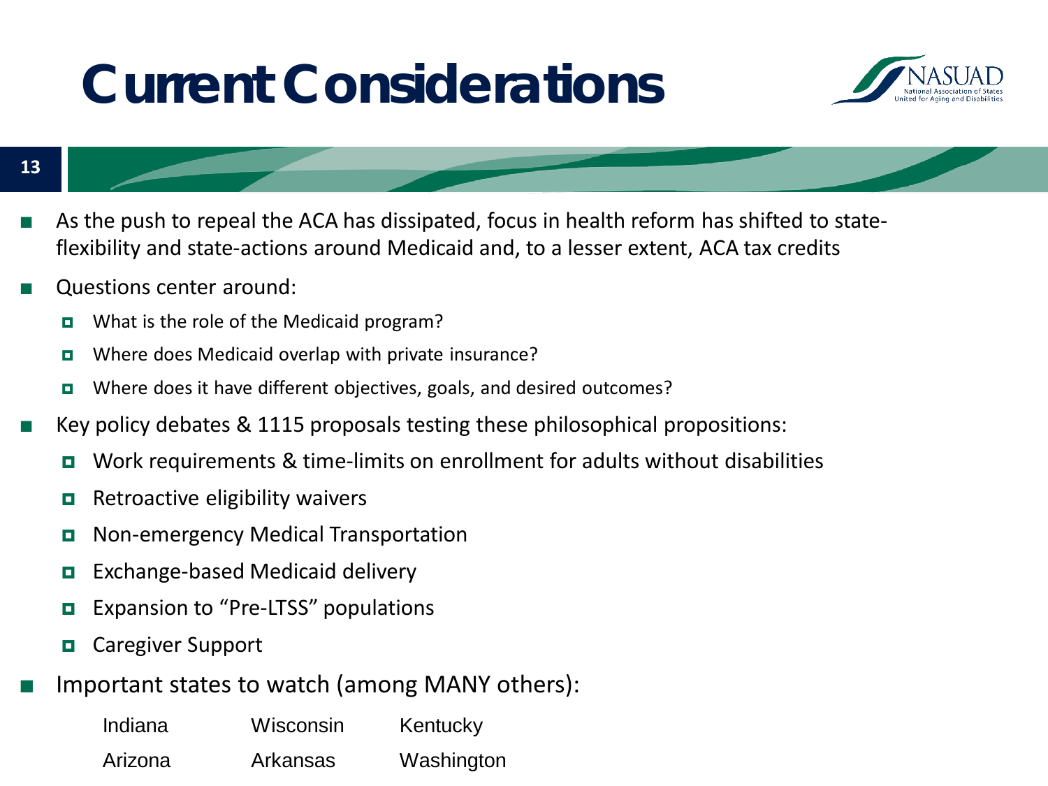# Current Considerations

- As the push to repeal the ACA has dissipated, focus in health reform has shifted to state-flexibility and state-actions around Medicaid and, to a lesser extent, ACA tax credits
- Questions center around:
  - What is the role of the Medicaid program?
  - Where does Medicaid overlap with private insurance?
  - Where does it have different objectives, goals, and desired outcomes?
- Key policy debates & 1115 proposals testing these philosophical propositions:
  - Work requirements & time-limits on enrollment for adults without disabilities
  - Retroactive eligibility waivers
  - Non-emergency Medical Transportation
  - Exchange-based Medicaid delivery
  - Expansion to "Pre-LTSS" populations
  - Caregiver Support
- Important states to watch (among MANY others):

| | | |
|---|---|---|
| Indiana | Wisconsin | Kentucky |
| Arizona | Arkansas | Washington |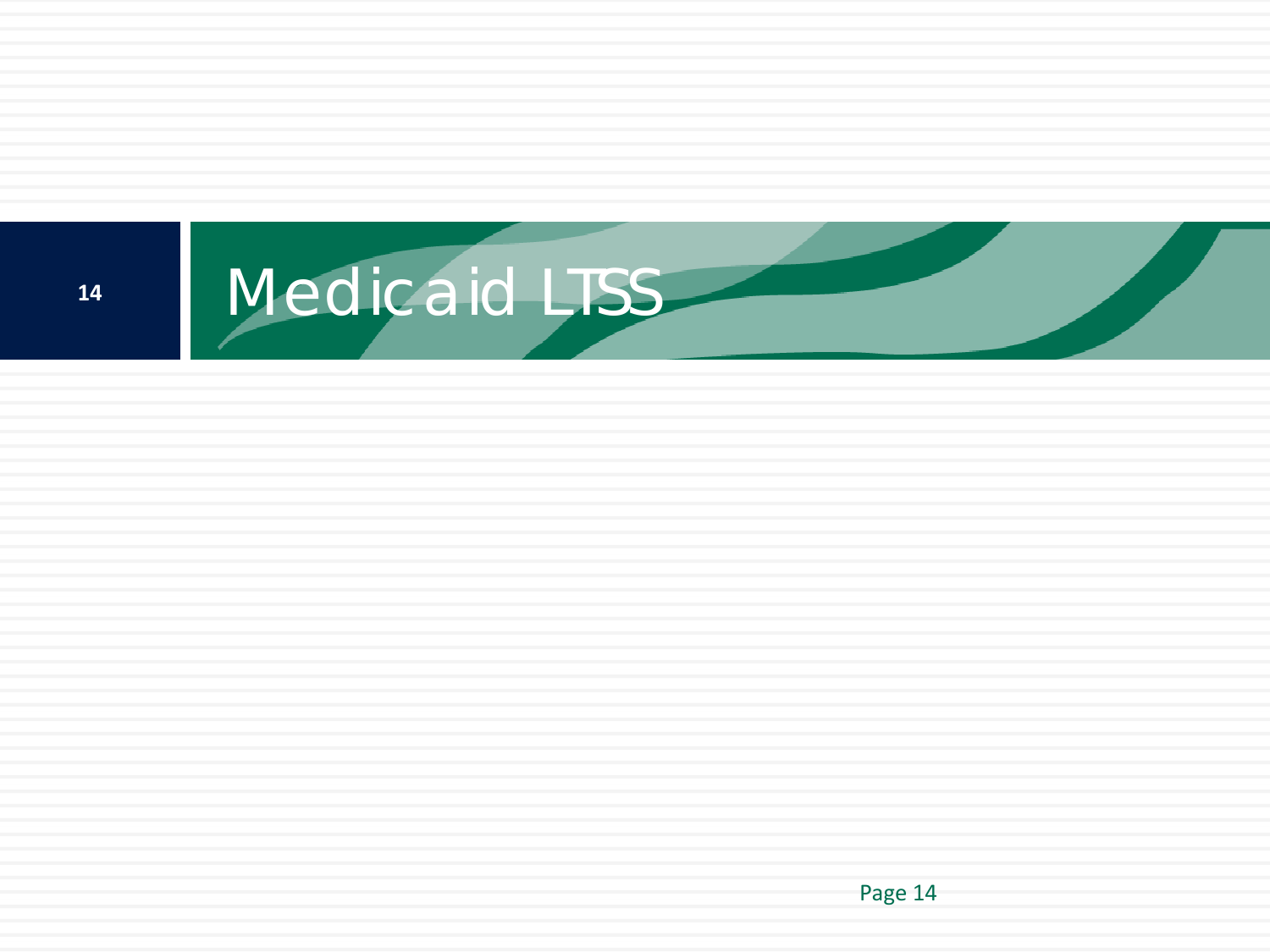# Medicaid LTSS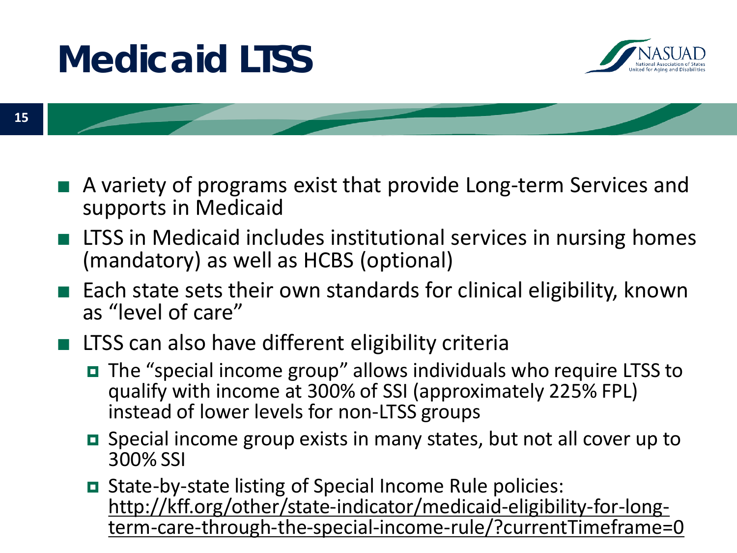# Medicaid LTSS

- A variety of programs exist that provide Long-term Services and supports in Medicaid
- LTSS in Medicaid includes institutional services in nursing homes (mandatory) as well as HCBS (optional)
- Each state sets their own standards for clinical eligibility, known as "level of care"
- LTSS can also have different eligibility criteria
  - The "special income group" allows individuals who require LTSS to qualify with income at 300% of SSI (approximately 225% FPL) instead of lower levels for non-LTSS groups
  - Special income group exists in many states, but not all cover up to 300% SSI
  - State-by-state listing of Special Income Rule policies: http://kff.org/other/state-indicator/medicaid-eligibility-for-long-term-care-through-the-special-income-rule/?currentTimeframe=0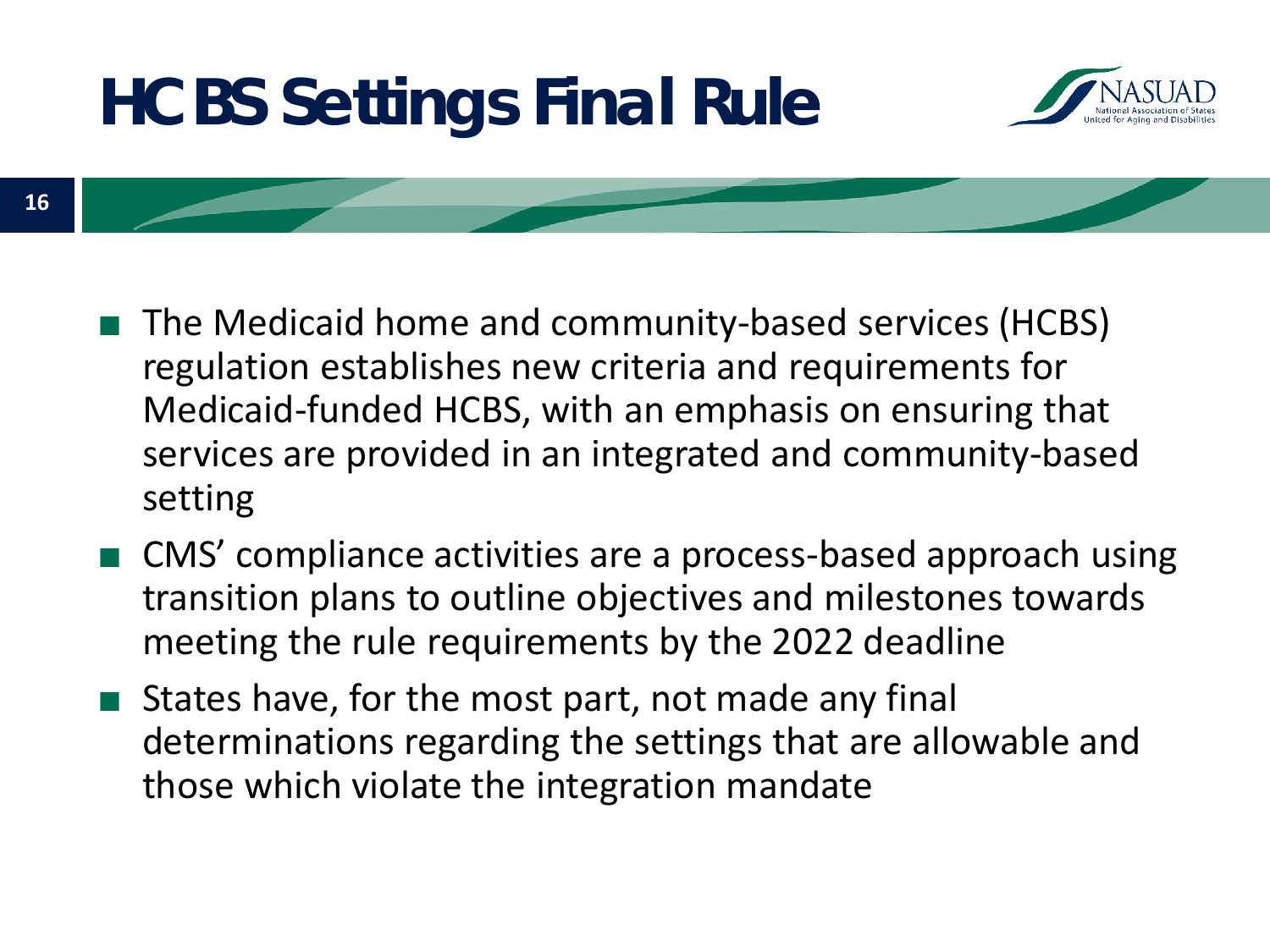# HCBS Settings Final Rule

- The Medicaid home and community-based services (HCBS) regulation establishes new criteria and requirements for Medicaid-funded HCBS, with an emphasis on ensuring that services are provided in an integrated and community-based setting
- CMS' compliance activities are a process-based approach using transition plans to outline objectives and milestones towards meeting the rule requirements by the 2022 deadline
- States have, for the most part, not made any final determinations regarding the settings that are allowable and those which violate the integration mandate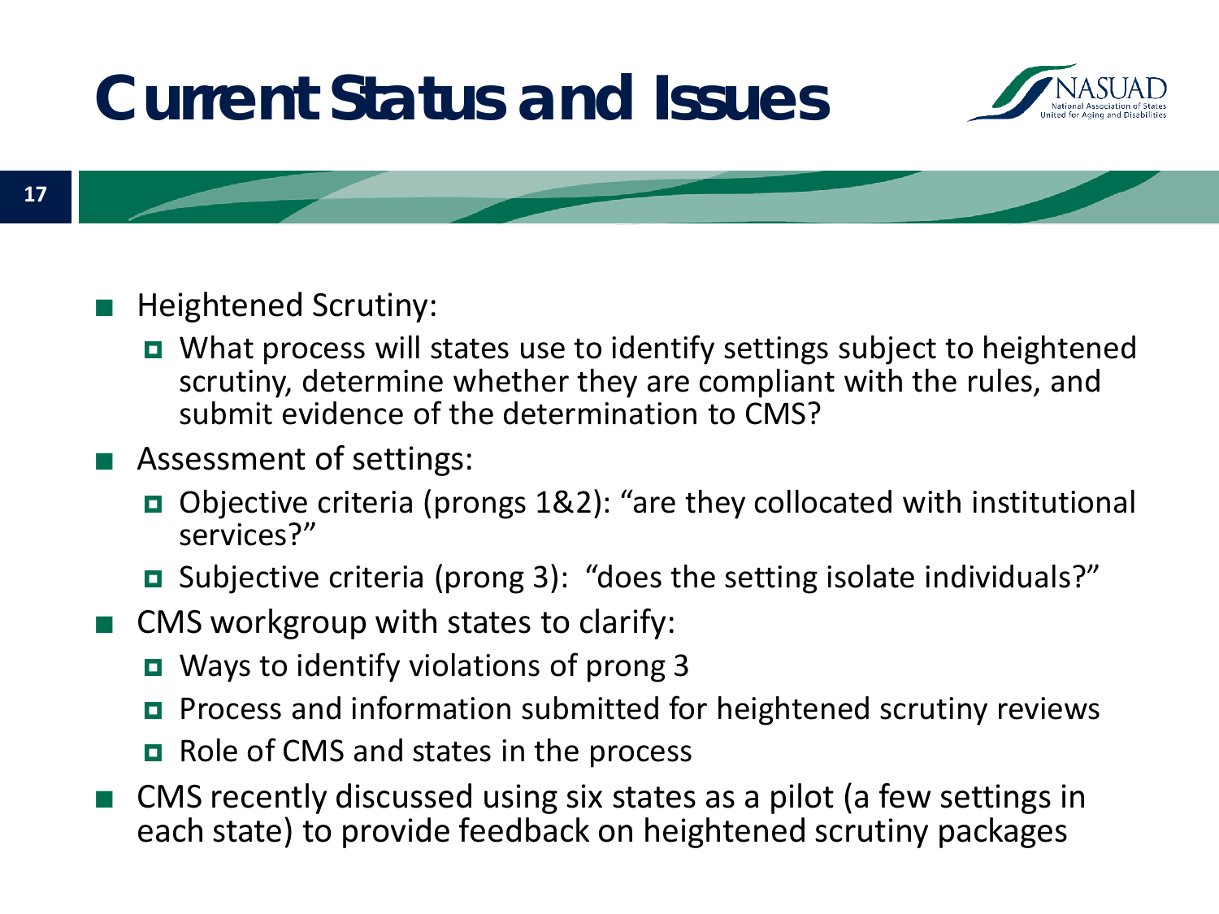# Current Status and Issues

- Heighted Scrutiny:
  - What process will states use to identify settings subject to heightened scrutiny, determine whether they are compliant with the rules, and submit evidence of the determination to CMS?
- Assessment of settings:
  - Objective criteria (prongs 1&2): "are they collocated with institutional services?"
  - Subjective criteria (prong 3): "does the setting isolate individuals?"
- CMS workgroup with states to clarify:
  - Ways to identify violations of prong 3
  - Process and information submitted for heightened scrutiny reviews
  - Role of CMS and states in the process
- CMS recently discussed using six states as a pilot (a few settings in each state) to provide feedback on heightened scrutiny packages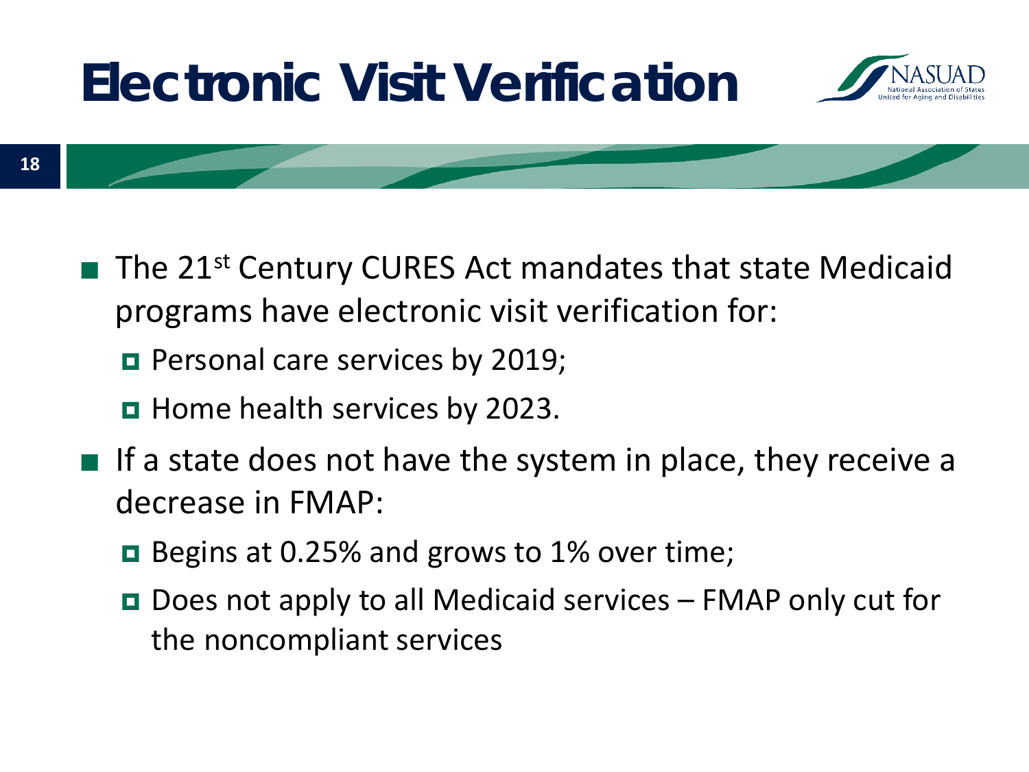# Electronic Visit Verification

- The 21st Century CURES Act mandates that state Medicaid programs have electronic visit verification for:
  - Personal care services by 2019;
  - Home health services by 2023.
- If a state does not have the system in place, they receive a decrease in FMAP:
  - Begins at 0.25% and grows to 1% over time;
  - Does not apply to all Medicaid services – FMAP only cut for the noncompliant services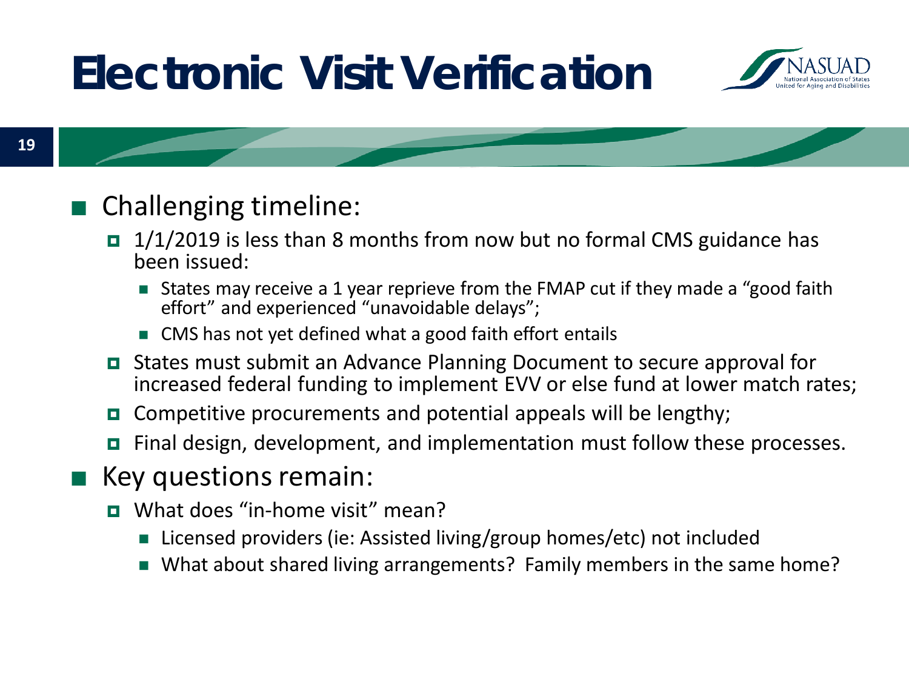# Electronic Visit Verification

- Challenging timeline:
  - 1/1/2019 is less than 8 months from now but no formal CMS guidance has been issued:
    - States may receive a 1 year reprieve from the FMAP cut if they made a "good faith effort" and experienced "unavoidable delays";
    - CMS has not yet defined what a good faith effort entails
  - States must submit an Advance Planning Document to secure approval for increased federal funding to implement EVV or else fund at lower match rates;
  - Competitive procurements and potential appeals will be lengthy;
  - Final design, development, and implementation must follow these processes.
- Key questions remain:
  - What does "in-home visit" mean?
    - Licensed providers (ie: Assisted living/group homes/etc) not included
    - What about shared living arrangements? Family members in the same home?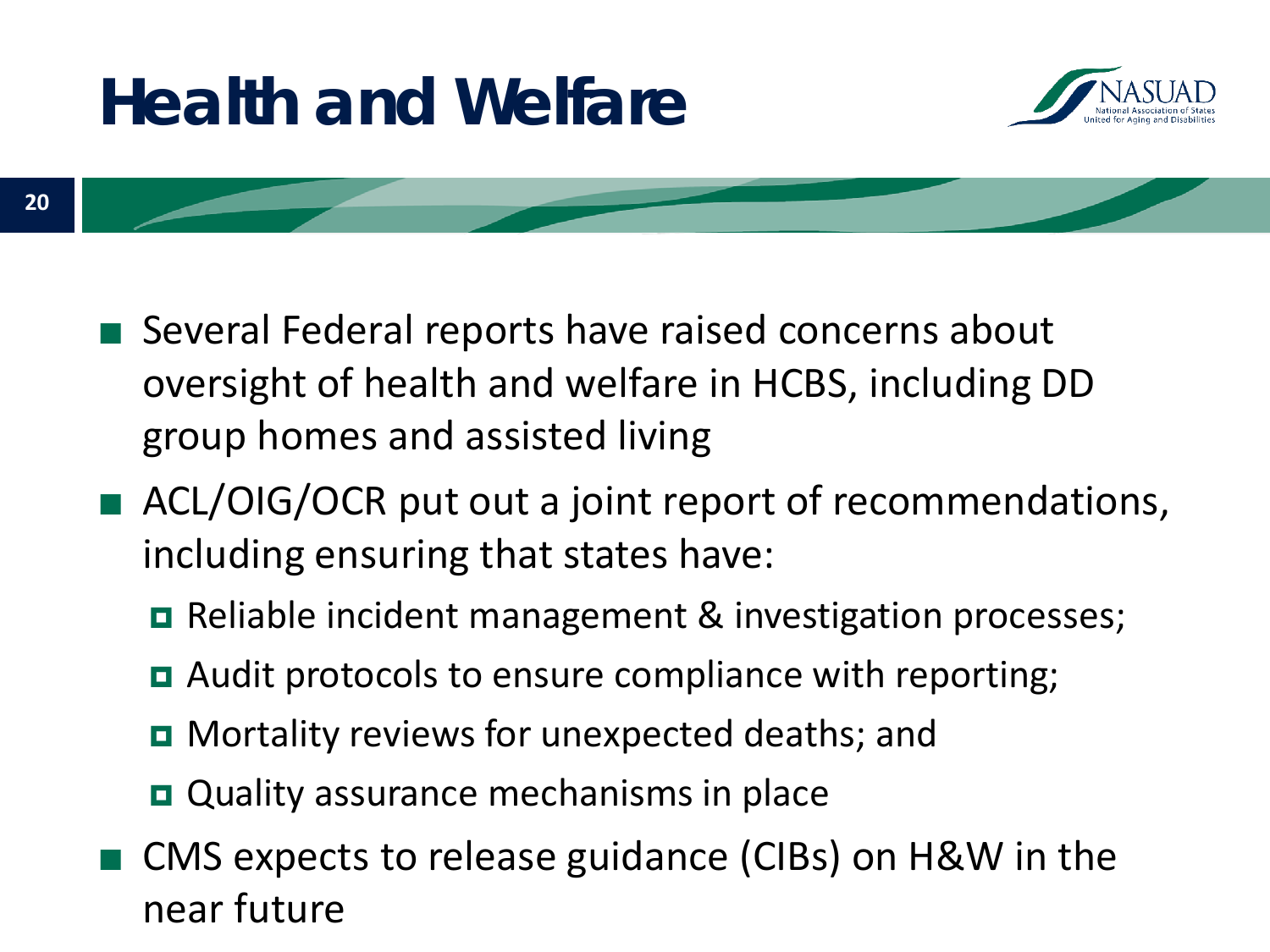# Health and Welfare

- Several Federal reports have raised concerns about oversight of health and welfare in HCBS, including DD group homes and assisted living
- ACL/OIG/OCR put out a joint report of recommendations, including ensuring that states have:
  - Reliable incident management & investigation processes;
  - Audit protocols to ensure compliance with reporting;
  - Mortality reviews for unexpected deaths; and
  - Quality assurance mechanisms in place
- CMS expects to release guidance (CIBs) on H&W in the near future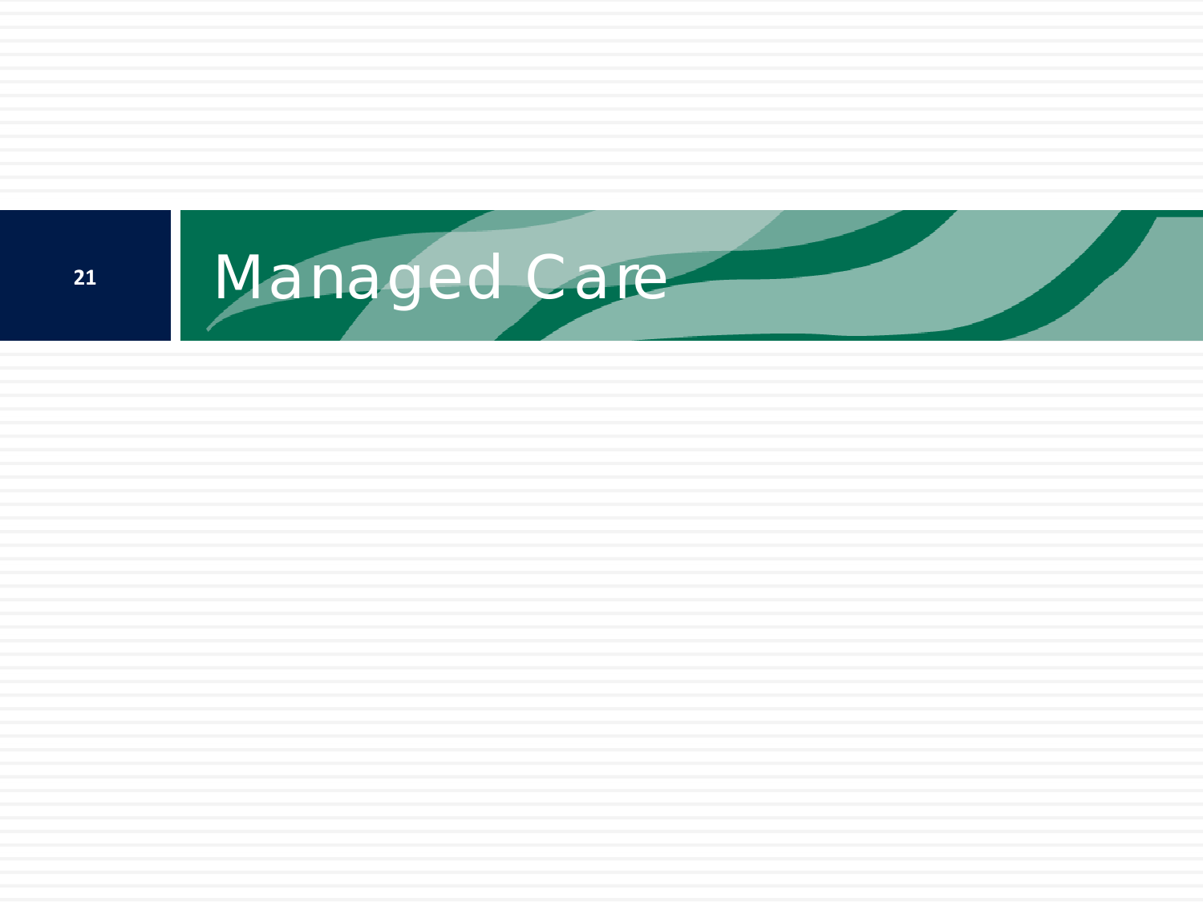# Managed Care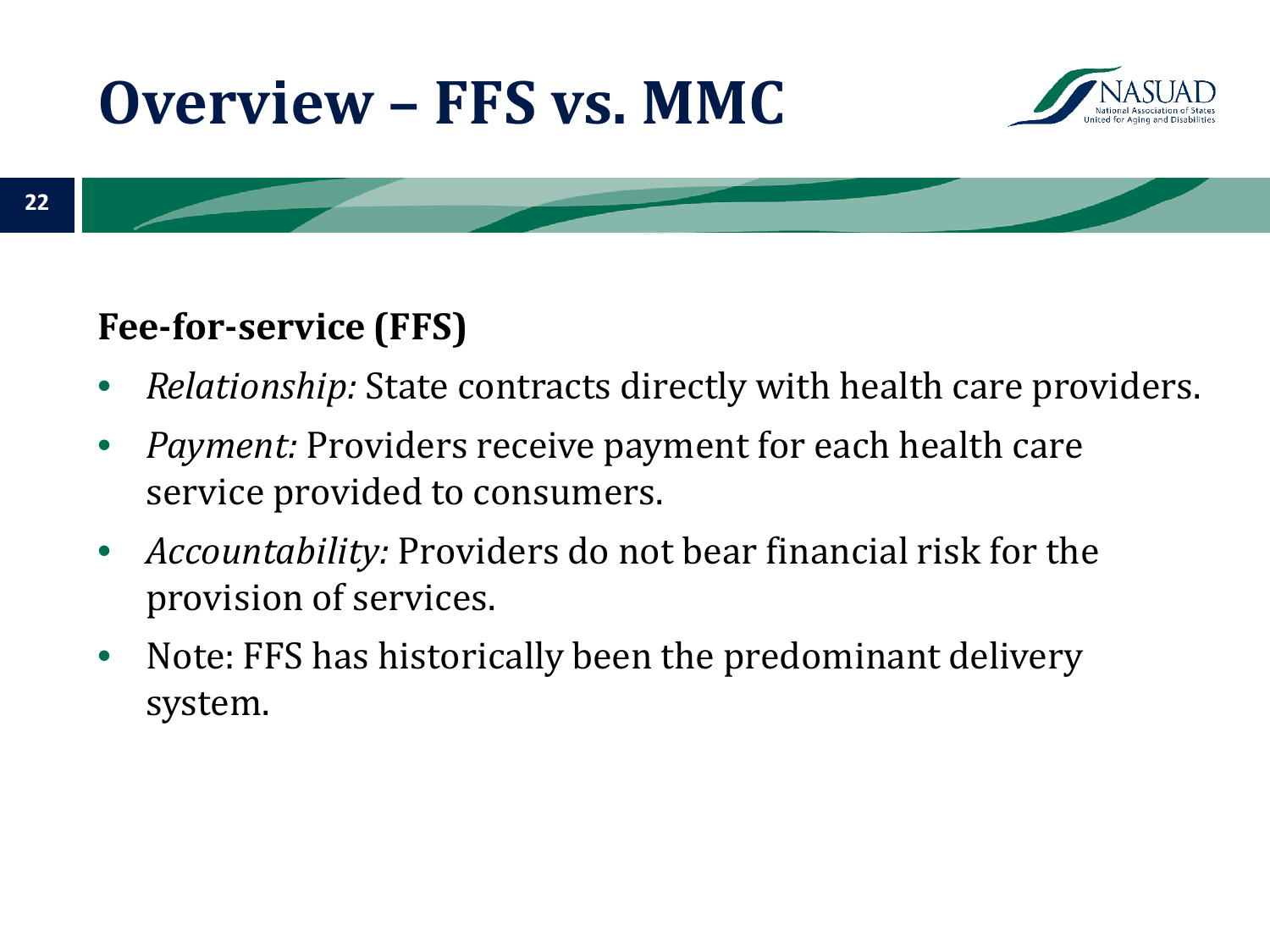# Overview – FFS vs. MMC

**Fee-for-service (FFS)**

- *Relationship:* State contracts directly with health care providers.
- *Payment:* Providers receive payment for each health care service provided to consumers.
- *Accountability:* Providers do not bear financial risk for the provision of services.
- Note: FFS has historically been the predominant delivery system.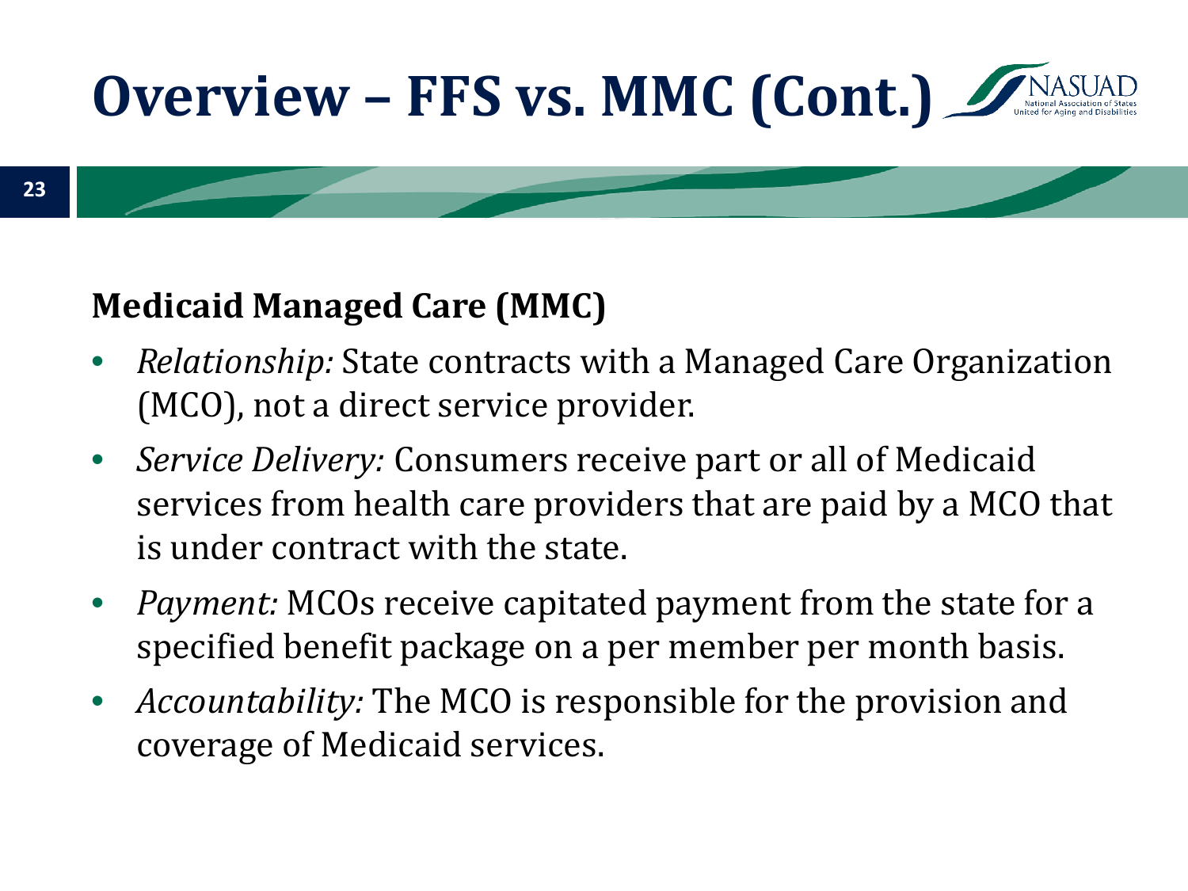# Overview – FFS vs. MMC (Cont.)

**Medicaid Managed Care (MMC)**

- *Relationship:* State contracts with a Managed Care Organization (MCO), not a direct service provider.
- *Service Delivery:* Consumers receive part or all of Medicaid services from health care providers that are paid by a MCO that is under contract with the state.
- *Payment:* MCOs receive capitated payment from the state for a specified benefit package on a per member per month basis.
- *Accountability:* The MCO is responsible for the provision and coverage of Medicaid services.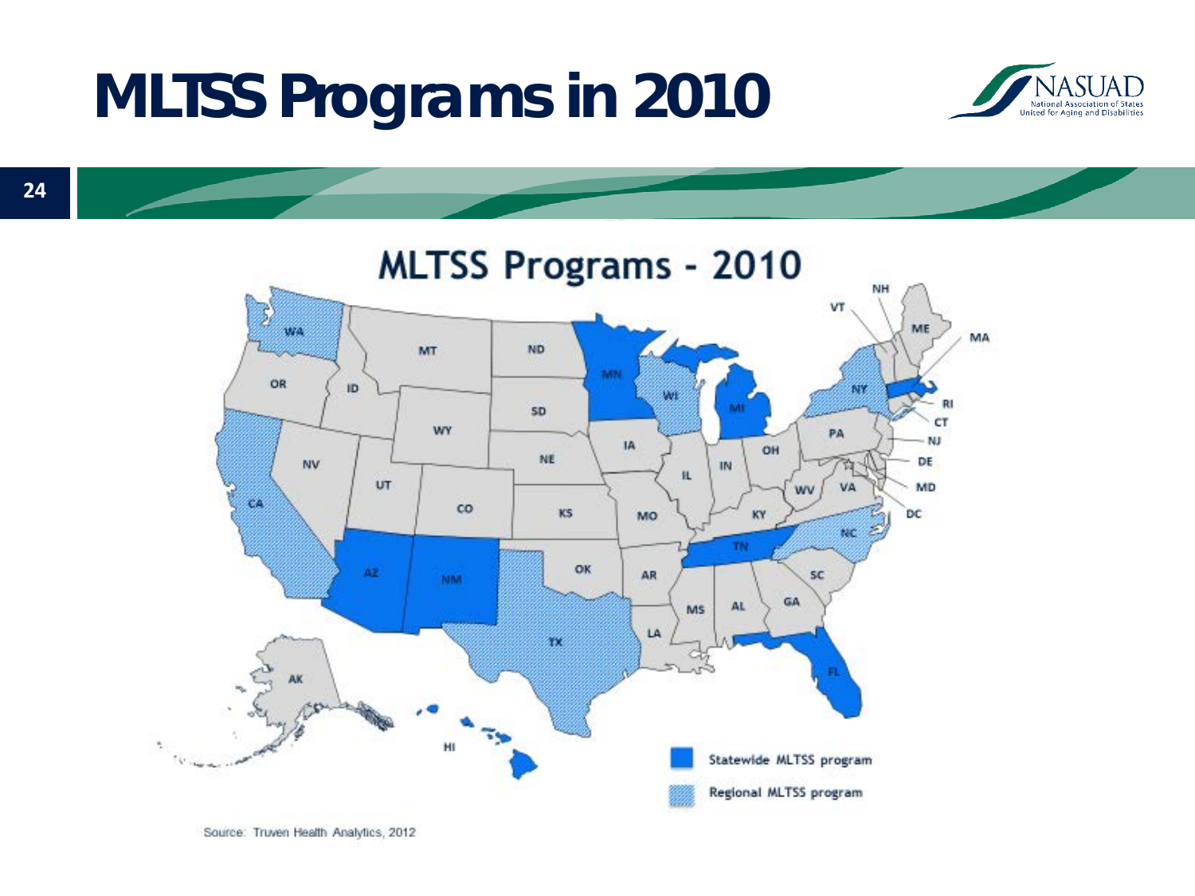# MLTSS Programs in 2010

## MLTSS Programs - 2010

Statewide MLTSS program

Regional MLTSS program

Source: Truven Health Analytics, 2012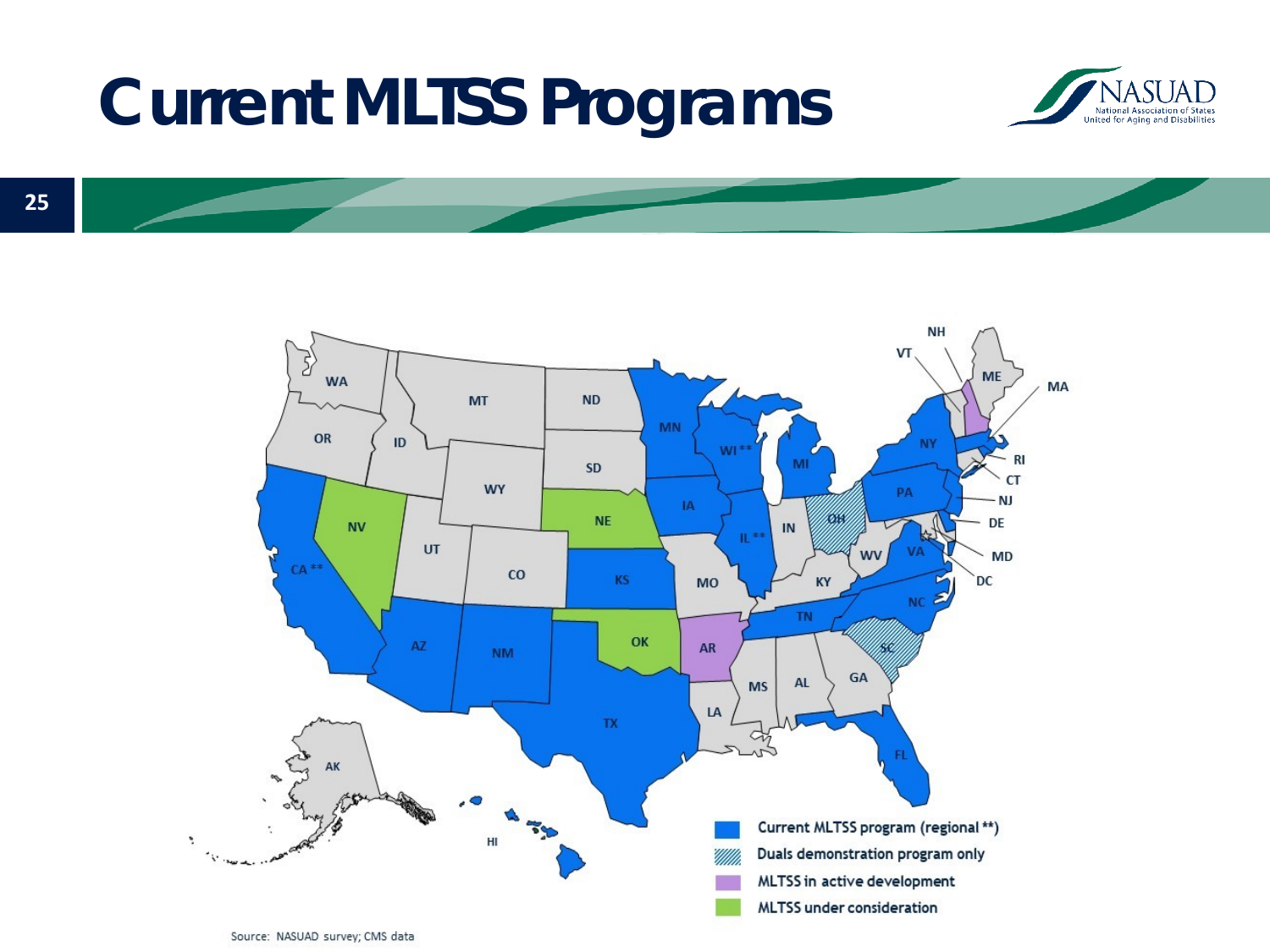# Current MLTSS Programs

- Current MLTSS program (regional **)
- Duals demonstration program only
- MLTSS in active development
- MLTSS under consideration

Source: NASUAD survey; CMS data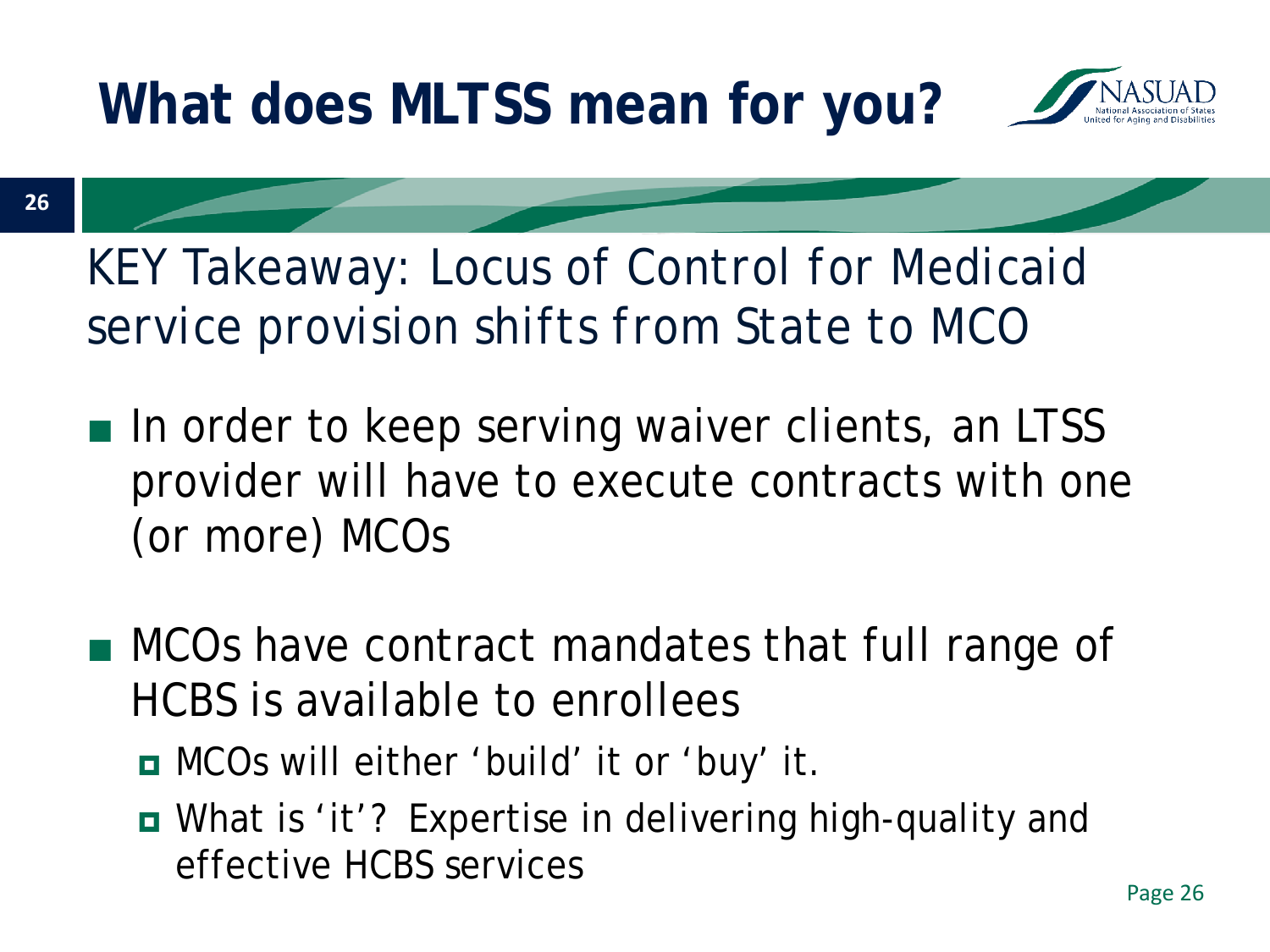# What does MLTSS mean for you?

KEY Takeaway: Locus of Control for Medicaid service provision shifts from State to MCO

- In order to keep serving waiver clients, an LTSS provider will have to execute contracts with one (or more) MCOs
- MCOs have contract mandates that full range of HCBS is available to enrollees
  - MCOs will either 'build' it or 'buy' it.
  - What is 'it'? Expertise in delivering high-quality and effective HCBS services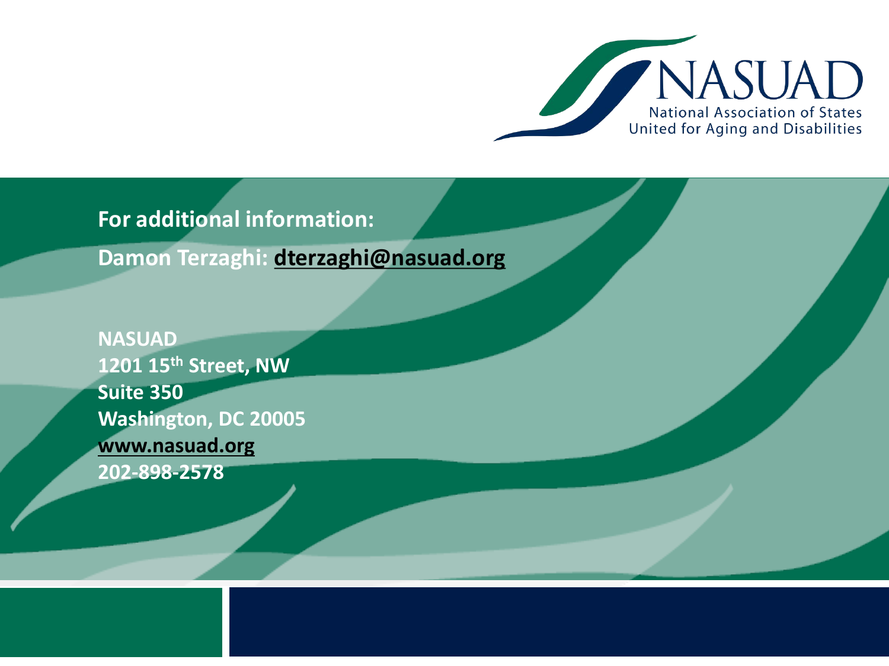NASUAD

National Association of States United for Aging and Disabilities

**For additional information:**

**Damon Terzaghi: dterzaghi@nasuad.org**

**NASUAD**
**1201 15th Street, NW**
**Suite 350**
**Washington, DC 20005**
**www.nasuad.org**
**202-898-2578**